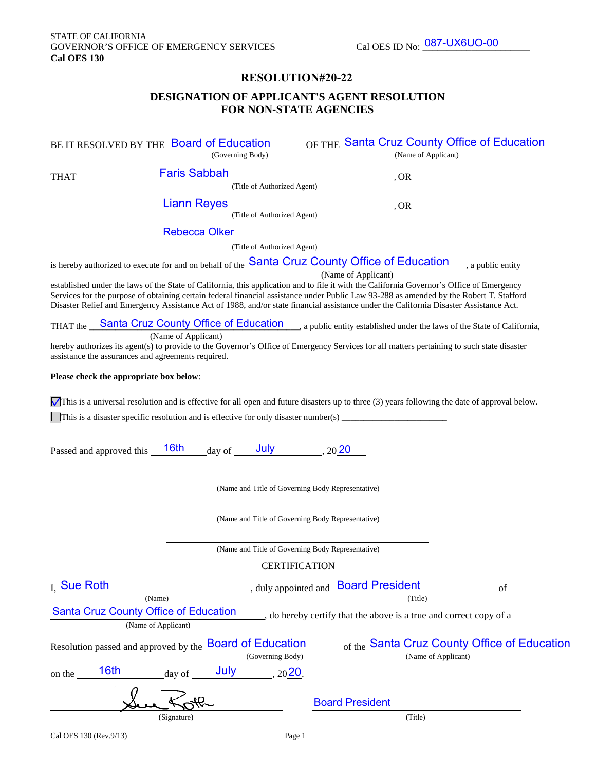STATE OF CALIFORNIA
GOVERNOR'S OFFICE OF EMERGENCY SERVICES
**Cal OES 130**

Cal OES ID No: 087-UX6UO-00

## RESOLUTION#20-22

## DESIGNATION OF APPLICANT'S AGENT RESOLUTION FOR NON-STATE AGENCIES

BE IT RESOLVED BY THE Board of Education (Governing Body) OF THE Santa Cruz County Office of Education (Name of Applicant)

THAT Faris Sabbah (Title of Authorized Agent), OR

Liann Reyes (Title of Authorized Agent), OR

Rebecca Olker (Title of Authorized Agent)

is hereby authorized to execute for and on behalf of the Santa Cruz County Office of Education (Name of Applicant), a public entity established under the laws of the State of California, this application and to file it with the California Governor's Office of Emergency Services for the purpose of obtaining certain federal financial assistance under Public Law 93-288 as amended by the Robert T. Stafford Disaster Relief and Emergency Assistance Act of 1988, and/or state financial assistance under the California Disaster Assistance Act.

THAT the Santa Cruz County Office of Education (Name of Applicant), a public entity established under the laws of the State of California, hereby authorizes its agent(s) to provide to the Governor's Office of Emergency Services for all matters pertaining to such state disaster assistance the assurances and agreements required.

**Please check the appropriate box below**:

☑ This is a universal resolution and is effective for all open and future disasters up to three (3) years following the date of approval below.

☐ This is a disaster specific resolution and is effective for only disaster number(s) _______________________

Passed and approved this 16th day of July, 20 20

_______________________________________
(Name and Title of Governing Body Representative)

_______________________________________
(Name and Title of Governing Body Representative)

_______________________________________
(Name and Title of Governing Body Representative)

CERTIFICATION

I, Sue Roth (Name), duly appointed and Board President (Title) of Santa Cruz County Office of Education (Name of Applicant), do hereby certify that the above is a true and correct copy of a Resolution passed and approved by the Board of Education (Governing Body) of the Santa Cruz County Office of Education (Name of Applicant) on the 16th day of July, 20 20.

[Signature] (Signature) — Board President (Title)

Cal OES 130 (Rev.9/13)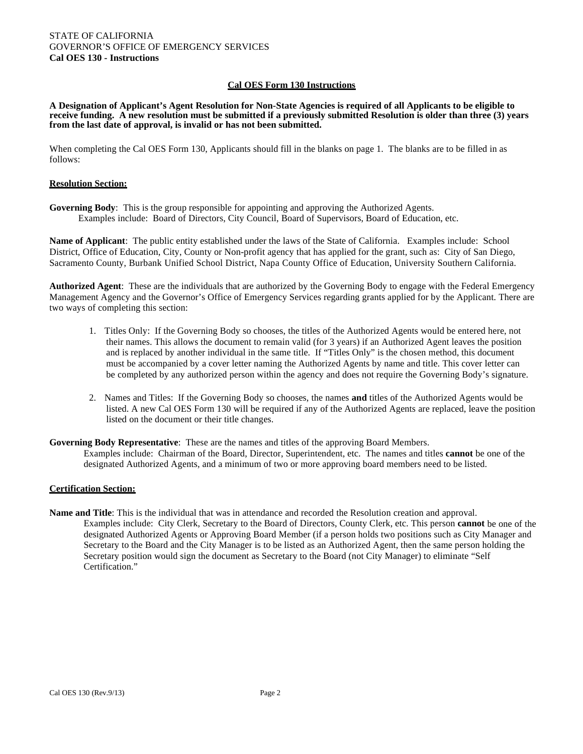STATE OF CALIFORNIA
GOVERNOR'S OFFICE OF EMERGENCY SERVICES
**Cal OES 130 - Instructions**

## Cal OES Form 130 Instructions

**A Designation of Applicant's Agent Resolution for Non-State Agencies is required of all Applicants to be eligible to receive funding. A new resolution must be submitted if a previously submitted Resolution is older than three (3) years from the last date of approval, is invalid or has not been submitted.**

When completing the Cal OES Form 130, Applicants should fill in the blanks on page 1. The blanks are to be filled in as follows:

### Resolution Section:

**Governing Body**: This is the group responsible for appointing and approving the Authorized Agents.
Examples include: Board of Directors, City Council, Board of Supervisors, Board of Education, etc.

**Name of Applicant**: The public entity established under the laws of the State of California. Examples include: School District, Office of Education, City, County or Non-profit agency that has applied for the grant, such as: City of San Diego, Sacramento County, Burbank Unified School District, Napa County Office of Education, University Southern California.

**Authorized Agent**: These are the individuals that are authorized by the Governing Body to engage with the Federal Emergency Management Agency and the Governor's Office of Emergency Services regarding grants applied for by the Applicant. There are two ways of completing this section:

1. Titles Only: If the Governing Body so chooses, the titles of the Authorized Agents would be entered here, not their names. This allows the document to remain valid (for 3 years) if an Authorized Agent leaves the position and is replaced by another individual in the same title. If "Titles Only" is the chosen method, this document must be accompanied by a cover letter naming the Authorized Agents by name and title. This cover letter can be completed by any authorized person within the agency and does not require the Governing Body's signature.

2. Names and Titles: If the Governing Body so chooses, the names **and** titles of the Authorized Agents would be listed. A new Cal OES Form 130 will be required if any of the Authorized Agents are replaced, leave the position listed on the document or their title changes.

**Governing Body Representative**: These are the names and titles of the approving Board Members.
Examples include: Chairman of the Board, Director, Superintendent, etc. The names and titles **cannot** be one of the designated Authorized Agents, and a minimum of two or more approving board members need to be listed.

### Certification Section:

**Name and Title**: This is the individual that was in attendance and recorded the Resolution creation and approval.
Examples include: City Clerk, Secretary to the Board of Directors, County Clerk, etc. This person **cannot** be one of the designated Authorized Agents or Approving Board Member (if a person holds two positions such as City Manager and Secretary to the Board and the City Manager is to be listed as an Authorized Agent, then the same person holding the Secretary position would sign the document as Secretary to the Board (not City Manager) to eliminate "Self Certification."